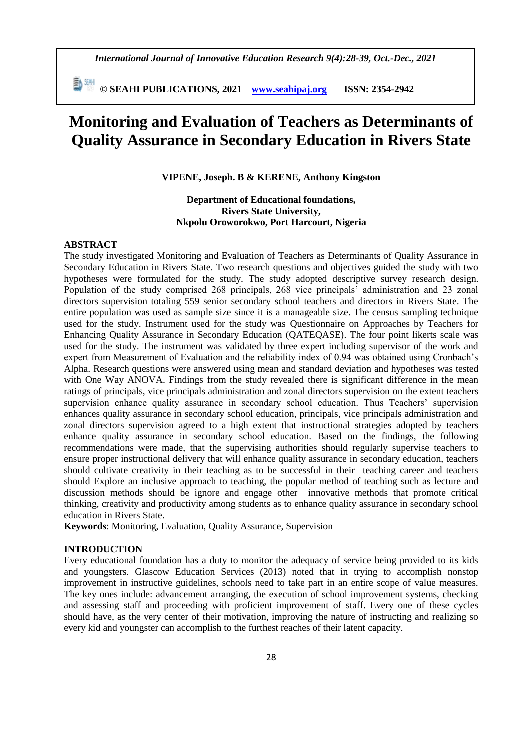# Monitoring and Evaluation of Teachers as Determinants of Quality Assurance in Secondary Education in Rivers State

**VIPENE, Joseph. B & KERENE, Anthony Kingston**

**Department of Educational foundations,**
**Rivers State University,**
**Nkpolu Oroworokwo, Port Harcourt, Nigeria**

## ABSTRACT

The study investigated Monitoring and Evaluation of Teachers as Determinants of Quality Assurance in Secondary Education in Rivers State. Two research questions and objectives guided the study with two hypotheses were formulated for the study. The study adopted descriptive survey research design. Population of the study comprised 268 principals, 268 vice principals' administration and 23 zonal directors supervision totaling 559 senior secondary school teachers and directors in Rivers State. The entire population was used as sample size since it is a manageable size. The census sampling technique used for the study. Instrument used for the study was Questionnaire on Approaches by Teachers for Enhancing Quality Assurance in Secondary Education (QATEQASE). The four point likerts scale was used for the study. The instrument was validated by three expert including supervisor of the work and expert from Measurement of Evaluation and the reliability index of 0.94 was obtained using Cronbach's Alpha. Research questions were answered using mean and standard deviation and hypotheses was tested with One Way ANOVA. Findings from the study revealed there is significant difference in the mean ratings of principals, vice principals administration and zonal directors supervision on the extent teachers supervision enhance quality assurance in secondary school education. Thus Teachers' supervision enhances quality assurance in secondary school education, principals, vice principals administration and zonal directors supervision agreed to a high extent that instructional strategies adopted by teachers enhance quality assurance in secondary school education. Based on the findings, the following recommendations were made, that the supervising authorities should regularly supervise teachers to ensure proper instructional delivery that will enhance quality assurance in secondary education, teachers should cultivate creativity in their teaching as to be successful in their teaching career and teachers should Explore an inclusive approach to teaching, the popular method of teaching such as lecture and discussion methods should be ignore and engage other innovative methods that promote critical thinking, creativity and productivity among students as to enhance quality assurance in secondary school education in Rivers State.

**Keywords**: Monitoring, Evaluation, Quality Assurance, Supervision

## INTRODUCTION

Every educational foundation has a duty to monitor the adequacy of service being provided to its kids and youngsters. Glascow Education Services (2013) noted that in trying to accomplish nonstop improvement in instructive guidelines, schools need to take part in an entire scope of value measures. The key ones include: advancement arranging, the execution of school improvement systems, checking and assessing staff and proceeding with proficient improvement of staff. Every one of these cycles should have, as the very center of their motivation, improving the nature of instructing and realizing so every kid and youngster can accomplish to the furthest reaches of their latent capacity.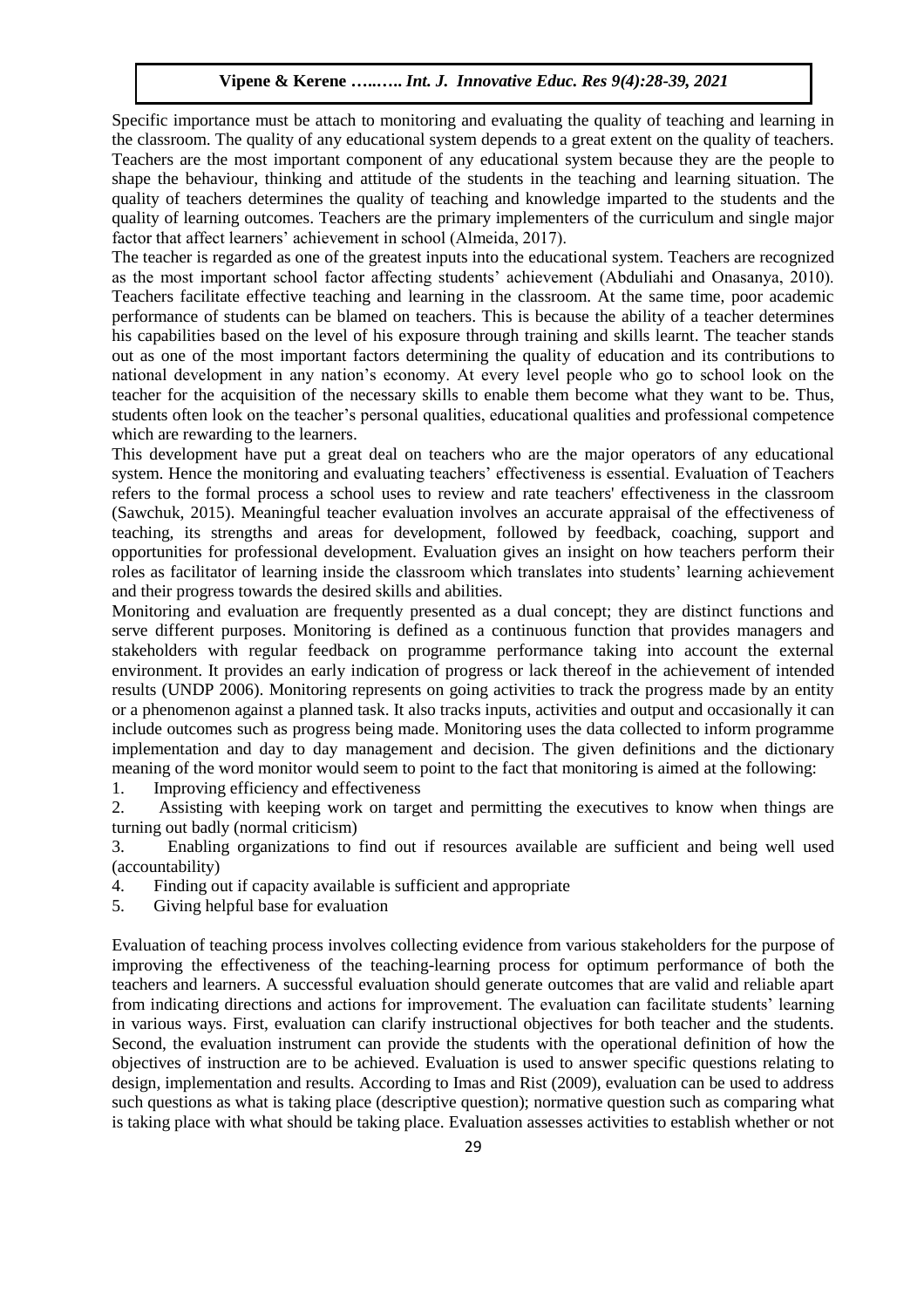Specific importance must be attach to monitoring and evaluating the quality of teaching and learning in the classroom. The quality of any educational system depends to a great extent on the quality of teachers. Teachers are the most important component of any educational system because they are the people to shape the behaviour, thinking and attitude of the students in the teaching and learning situation. The quality of teachers determines the quality of teaching and knowledge imparted to the students and the quality of learning outcomes. Teachers are the primary implementers of the curriculum and single major factor that affect learners' achievement in school (Almeida, 2017).

The teacher is regarded as one of the greatest inputs into the educational system. Teachers are recognized as the most important school factor affecting students' achievement (Abduliahi and Onasanya, 2010). Teachers facilitate effective teaching and learning in the classroom. At the same time, poor academic performance of students can be blamed on teachers. This is because the ability of a teacher determines his capabilities based on the level of his exposure through training and skills learnt. The teacher stands out as one of the most important factors determining the quality of education and its contributions to national development in any nation's economy. At every level people who go to school look on the teacher for the acquisition of the necessary skills to enable them become what they want to be. Thus, students often look on the teacher's personal qualities, educational qualities and professional competence which are rewarding to the learners.

This development have put a great deal on teachers who are the major operators of any educational system. Hence the monitoring and evaluating teachers' effectiveness is essential. Evaluation of Teachers refers to the formal process a school uses to review and rate teachers' effectiveness in the classroom (Sawchuk, 2015). Meaningful teacher evaluation involves an accurate appraisal of the effectiveness of teaching, its strengths and areas for development, followed by feedback, coaching, support and opportunities for professional development. Evaluation gives an insight on how teachers perform their roles as facilitator of learning inside the classroom which translates into students' learning achievement and their progress towards the desired skills and abilities.

Monitoring and evaluation are frequently presented as a dual concept; they are distinct functions and serve different purposes. Monitoring is defined as a continuous function that provides managers and stakeholders with regular feedback on programme performance taking into account the external environment. It provides an early indication of progress or lack thereof in the achievement of intended results (UNDP 2006). Monitoring represents on going activities to track the progress made by an entity or a phenomenon against a planned task. It also tracks inputs, activities and output and occasionally it can include outcomes such as progress being made. Monitoring uses the data collected to inform programme implementation and day to day management and decision. The given definitions and the dictionary meaning of the word monitor would seem to point to the fact that monitoring is aimed at the following:

1. Improving efficiency and effectiveness
2. Assisting with keeping work on target and permitting the executives to know when things are turning out badly (normal criticism)
3. Enabling organizations to find out if resources available are sufficient and being well used (accountability)
4. Finding out if capacity available is sufficient and appropriate
5. Giving helpful base for evaluation

Evaluation of teaching process involves collecting evidence from various stakeholders for the purpose of improving the effectiveness of the teaching-learning process for optimum performance of both the teachers and learners. A successful evaluation should generate outcomes that are valid and reliable apart from indicating directions and actions for improvement. The evaluation can facilitate students' learning in various ways. First, evaluation can clarify instructional objectives for both teacher and the students. Second, the evaluation instrument can provide the students with the operational definition of how the objectives of instruction are to be achieved. Evaluation is used to answer specific questions relating to design, implementation and results. According to Imas and Rist (2009), evaluation can be used to address such questions as what is taking place (descriptive question); normative question such as comparing what is taking place with what should be taking place. Evaluation assesses activities to establish whether or not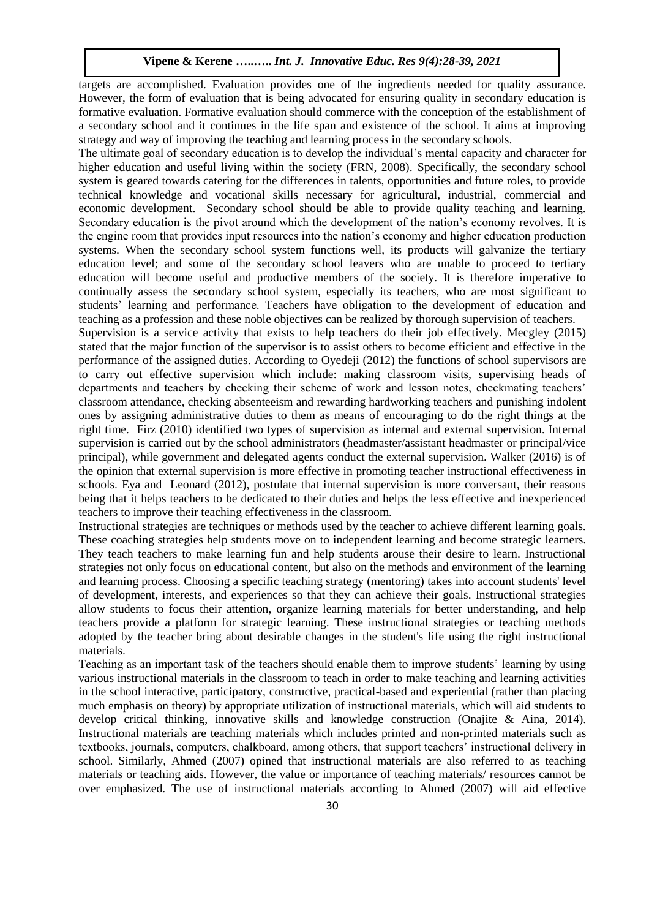targets are accomplished. Evaluation provides one of the ingredients needed for quality assurance. However, the form of evaluation that is being advocated for ensuring quality in secondary education is formative evaluation. Formative evaluation should commerce with the conception of the establishment of a secondary school and it continues in the life span and existence of the school. It aims at improving strategy and way of improving the teaching and learning process in the secondary schools.

The ultimate goal of secondary education is to develop the individual's mental capacity and character for higher education and useful living within the society (FRN, 2008). Specifically, the secondary school system is geared towards catering for the differences in talents, opportunities and future roles, to provide technical knowledge and vocational skills necessary for agricultural, industrial, commercial and economic development. Secondary school should be able to provide quality teaching and learning. Secondary education is the pivot around which the development of the nation's economy revolves. It is the engine room that provides input resources into the nation's economy and higher education production systems. When the secondary school system functions well, its products will galvanize the tertiary education level; and some of the secondary school leavers who are unable to proceed to tertiary education will become useful and productive members of the society. It is therefore imperative to continually assess the secondary school system, especially its teachers, who are most significant to students' learning and performance. Teachers have obligation to the development of education and teaching as a profession and these noble objectives can be realized by thorough supervision of teachers.

Supervision is a service activity that exists to help teachers do their job effectively. Mecgley (2015) stated that the major function of the supervisor is to assist others to become efficient and effective in the performance of the assigned duties. According to Oyedeji (2012) the functions of school supervisors are to carry out effective supervision which include: making classroom visits, supervising heads of departments and teachers by checking their scheme of work and lesson notes, checkmating teachers' classroom attendance, checking absenteeism and rewarding hardworking teachers and punishing indolent ones by assigning administrative duties to them as means of encouraging to do the right things at the right time. Firz (2010) identified two types of supervision as internal and external supervision. Internal supervision is carried out by the school administrators (headmaster/assistant headmaster or principal/vice principal), while government and delegated agents conduct the external supervision. Walker (2016) is of the opinion that external supervision is more effective in promoting teacher instructional effectiveness in schools. Eya and Leonard (2012), postulate that internal supervision is more conversant, their reasons being that it helps teachers to be dedicated to their duties and helps the less effective and inexperienced teachers to improve their teaching effectiveness in the classroom.

Instructional strategies are techniques or methods used by the teacher to achieve different learning goals. These coaching strategies help students move on to independent learning and become strategic learners. They teach teachers to make learning fun and help students arouse their desire to learn. Instructional strategies not only focus on educational content, but also on the methods and environment of the learning and learning process. Choosing a specific teaching strategy (mentoring) takes into account students' level of development, interests, and experiences so that they can achieve their goals. Instructional strategies allow students to focus their attention, organize learning materials for better understanding, and help teachers provide a platform for strategic learning. These instructional strategies or teaching methods adopted by the teacher bring about desirable changes in the student's life using the right instructional materials.

Teaching as an important task of the teachers should enable them to improve students' learning by using various instructional materials in the classroom to teach in order to make teaching and learning activities in the school interactive, participatory, constructive, practical-based and experiential (rather than placing much emphasis on theory) by appropriate utilization of instructional materials, which will aid students to develop critical thinking, innovative skills and knowledge construction (Onajite & Aina, 2014). Instructional materials are teaching materials which includes printed and non-printed materials such as textbooks, journals, computers, chalkboard, among others, that support teachers' instructional delivery in school. Similarly, Ahmed (2007) opined that instructional materials are also referred to as teaching materials or teaching aids. However, the value or importance of teaching materials/ resources cannot be over emphasized. The use of instructional materials according to Ahmed (2007) will aid effective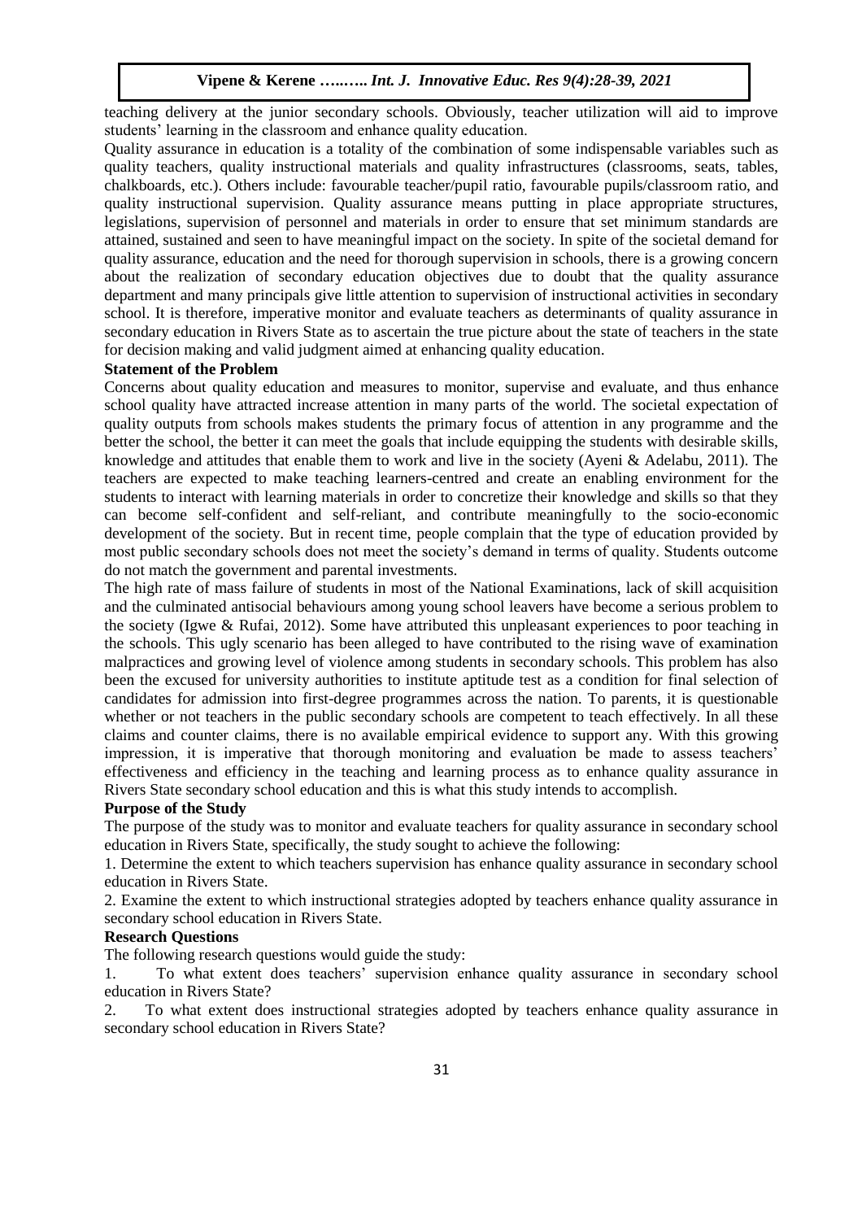teaching delivery at the junior secondary schools. Obviously, teacher utilization will aid to improve students' learning in the classroom and enhance quality education.

Quality assurance in education is a totality of the combination of some indispensable variables such as quality teachers, quality instructional materials and quality infrastructures (classrooms, seats, tables, chalkboards, etc.). Others include: favourable teacher/pupil ratio, favourable pupils/classroom ratio, and quality instructional supervision. Quality assurance means putting in place appropriate structures, legislations, supervision of personnel and materials in order to ensure that set minimum standards are attained, sustained and seen to have meaningful impact on the society. In spite of the societal demand for quality assurance, education and the need for thorough supervision in schools, there is a growing concern about the realization of secondary education objectives due to doubt that the quality assurance department and many principals give little attention to supervision of instructional activities in secondary school. It is therefore, imperative monitor and evaluate teachers as determinants of quality assurance in secondary education in Rivers State as to ascertain the true picture about the state of teachers in the state for decision making and valid judgment aimed at enhancing quality education.

## Statement of the Problem

Concerns about quality education and measures to monitor, supervise and evaluate, and thus enhance school quality have attracted increase attention in many parts of the world. The societal expectation of quality outputs from schools makes students the primary focus of attention in any programme and the better the school, the better it can meet the goals that include equipping the students with desirable skills, knowledge and attitudes that enable them to work and live in the society (Ayeni & Adelabu, 2011). The teachers are expected to make teaching learners-centred and create an enabling environment for the students to interact with learning materials in order to concretize their knowledge and skills so that they can become self-confident and self-reliant, and contribute meaningfully to the socio-economic development of the society. But in recent time, people complain that the type of education provided by most public secondary schools does not meet the society's demand in terms of quality. Students outcome do not match the government and parental investments.

The high rate of mass failure of students in most of the National Examinations, lack of skill acquisition and the culminated antisocial behaviours among young school leavers have become a serious problem to the society (Igwe & Rufai, 2012). Some have attributed this unpleasant experiences to poor teaching in the schools. This ugly scenario has been alleged to have contributed to the rising wave of examination malpractices and growing level of violence among students in secondary schools. This problem has also been the excused for university authorities to institute aptitude test as a condition for final selection of candidates for admission into first-degree programmes across the nation. To parents, it is questionable whether or not teachers in the public secondary schools are competent to teach effectively. In all these claims and counter claims, there is no available empirical evidence to support any. With this growing impression, it is imperative that thorough monitoring and evaluation be made to assess teachers' effectiveness and efficiency in the teaching and learning process as to enhance quality assurance in Rivers State secondary school education and this is what this study intends to accomplish.

## Purpose of the Study

The purpose of the study was to monitor and evaluate teachers for quality assurance in secondary school education in Rivers State, specifically, the study sought to achieve the following:

1. Determine the extent to which teachers supervision has enhance quality assurance in secondary school education in Rivers State.
2. Examine the extent to which instructional strategies adopted by teachers enhance quality assurance in secondary school education in Rivers State.

## Research Questions

The following research questions would guide the study:

1. To what extent does teachers' supervision enhance quality assurance in secondary school education in Rivers State?
2. To what extent does instructional strategies adopted by teachers enhance quality assurance in secondary school education in Rivers State?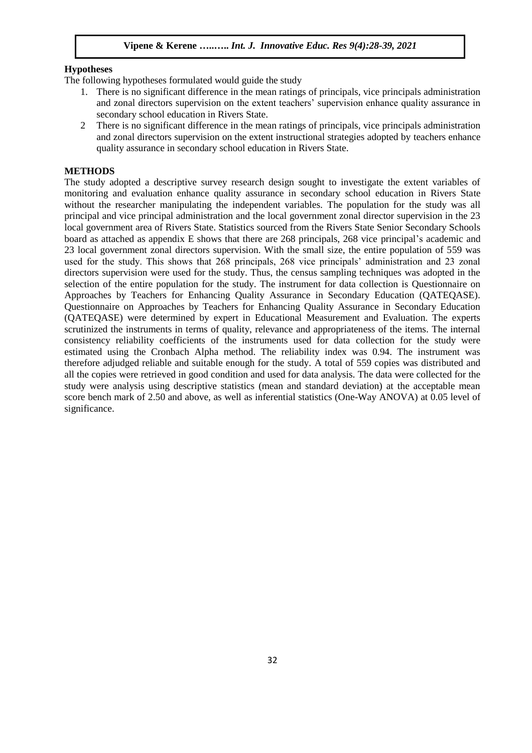## Hypotheses

The following hypotheses formulated would guide the study

1. There is no significant difference in the mean ratings of principals, vice principals administration and zonal directors supervision on the extent teachers' supervision enhance quality assurance in secondary school education in Rivers State.
2. There is no significant difference in the mean ratings of principals, vice principals administration and zonal directors supervision on the extent instructional strategies adopted by teachers enhance quality assurance in secondary school education in Rivers State.

## METHODS

The study adopted a descriptive survey research design sought to investigate the extent variables of monitoring and evaluation enhance quality assurance in secondary school education in Rivers State without the researcher manipulating the independent variables. The population for the study was all principal and vice principal administration and the local government zonal director supervision in the 23 local government area of Rivers State. Statistics sourced from the Rivers State Senior Secondary Schools board as attached as appendix E shows that there are 268 principals, 268 vice principal's academic and 23 local government zonal directors supervision. With the small size, the entire population of 559 was used for the study. This shows that 268 principals, 268 vice principals' administration and 23 zonal directors supervision were used for the study. Thus, the census sampling techniques was adopted in the selection of the entire population for the study. The instrument for data collection is Questionnaire on Approaches by Teachers for Enhancing Quality Assurance in Secondary Education (QATEQASE). Questionnaire on Approaches by Teachers for Enhancing Quality Assurance in Secondary Education (QATEQASE) were determined by expert in Educational Measurement and Evaluation. The experts scrutinized the instruments in terms of quality, relevance and appropriateness of the items. The internal consistency reliability coefficients of the instruments used for data collection for the study were estimated using the Cronbach Alpha method. The reliability index was 0.94. The instrument was therefore adjudged reliable and suitable enough for the study. A total of 559 copies was distributed and all the copies were retrieved in good condition and used for data analysis. The data were collected for the study were analysis using descriptive statistics (mean and standard deviation) at the acceptable mean score bench mark of 2.50 and above, as well as inferential statistics (One-Way ANOVA) at 0.05 level of significance.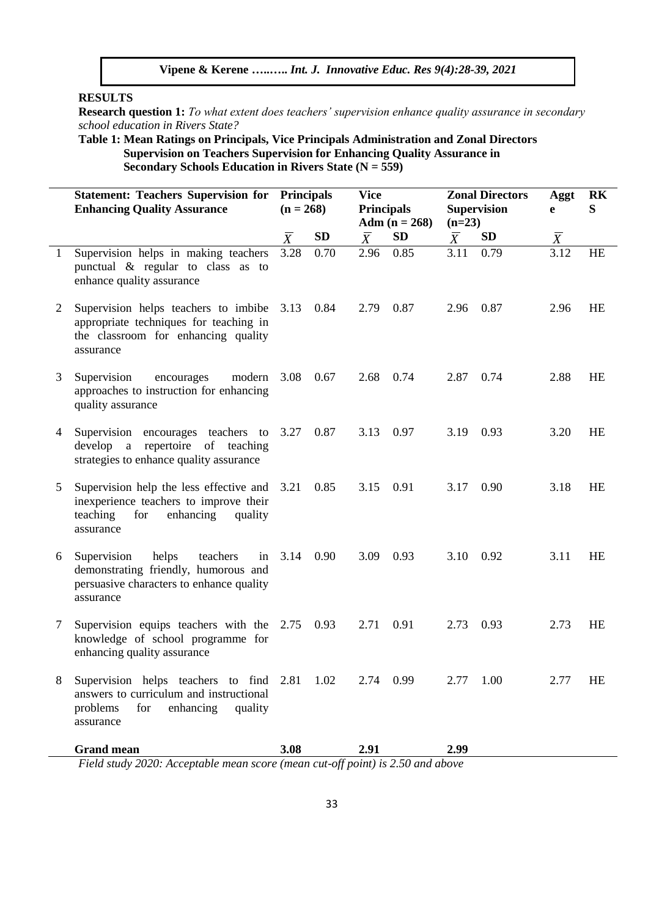## RESULTS

**Research question 1:** *To what extent does teachers' supervision enhance quality assurance in secondary school education in Rivers State?*

**Table 1: Mean Ratings on Principals, Vice Principals Administration and Zonal Directors Supervision on Teachers Supervision for Enhancing Quality Assurance in Secondary Schools Education in Rivers State (N = 559)**

| | Statement: Teachers Supervision for Enhancing Quality Assurance | Principals (n = 268) | | Vice Principals Adm (n = 268) | | Zonal Directors Supervision (n=23) | | Aggte | RKS |
|---|---|---|---|---|---|---|---|---|---|
| | | $\overline{X}$ | SD | $\overline{X}$ | SD | $\overline{X}$ | SD | $\overline{X}$ | |
| 1 | Supervision helps in making teachers punctual & regular to class as to enhance quality assurance | 3.28 | 0.70 | 2.96 | 0.85 | 3.11 | 0.79 | 3.12 | HE |
| 2 | Supervision helps teachers to imbibe appropriate techniques for teaching in the classroom for enhancing quality assurance | 3.13 | 0.84 | 2.79 | 0.87 | 2.96 | 0.87 | 2.96 | HE |
| 3 | Supervision encourages modern approaches to instruction for enhancing quality assurance | 3.08 | 0.67 | 2.68 | 0.74 | 2.87 | 0.74 | 2.88 | HE |
| 4 | Supervision encourages teachers to develop a repertoire of teaching strategies to enhance quality assurance | 3.27 | 0.87 | 3.13 | 0.97 | 3.19 | 0.93 | 3.20 | HE |
| 5 | Supervision help the less effective and inexperience teachers to improve their teaching for enhancing quality assurance | 3.21 | 0.85 | 3.15 | 0.91 | 3.17 | 0.90 | 3.18 | HE |
| 6 | Supervision helps teachers in demonstrating friendly, humorous and persuasive characters to enhance quality assurance | 3.14 | 0.90 | 3.09 | 0.93 | 3.10 | 0.92 | 3.11 | HE |
| 7 | Supervision equips teachers with the knowledge of school programme for enhancing quality assurance | 2.75 | 0.93 | 2.71 | 0.91 | 2.73 | 0.93 | 2.73 | HE |
| 8 | Supervision helps teachers to find answers to curriculum and instructional problems for enhancing quality assurance | 2.81 | 1.02 | 2.74 | 0.99 | 2.77 | 1.00 | 2.77 | HE |
| | **Grand mean** | **3.08** | | **2.91** | | **2.99** | | | |

*Field study 2020: Acceptable mean score (mean cut-off point) is 2.50 and above*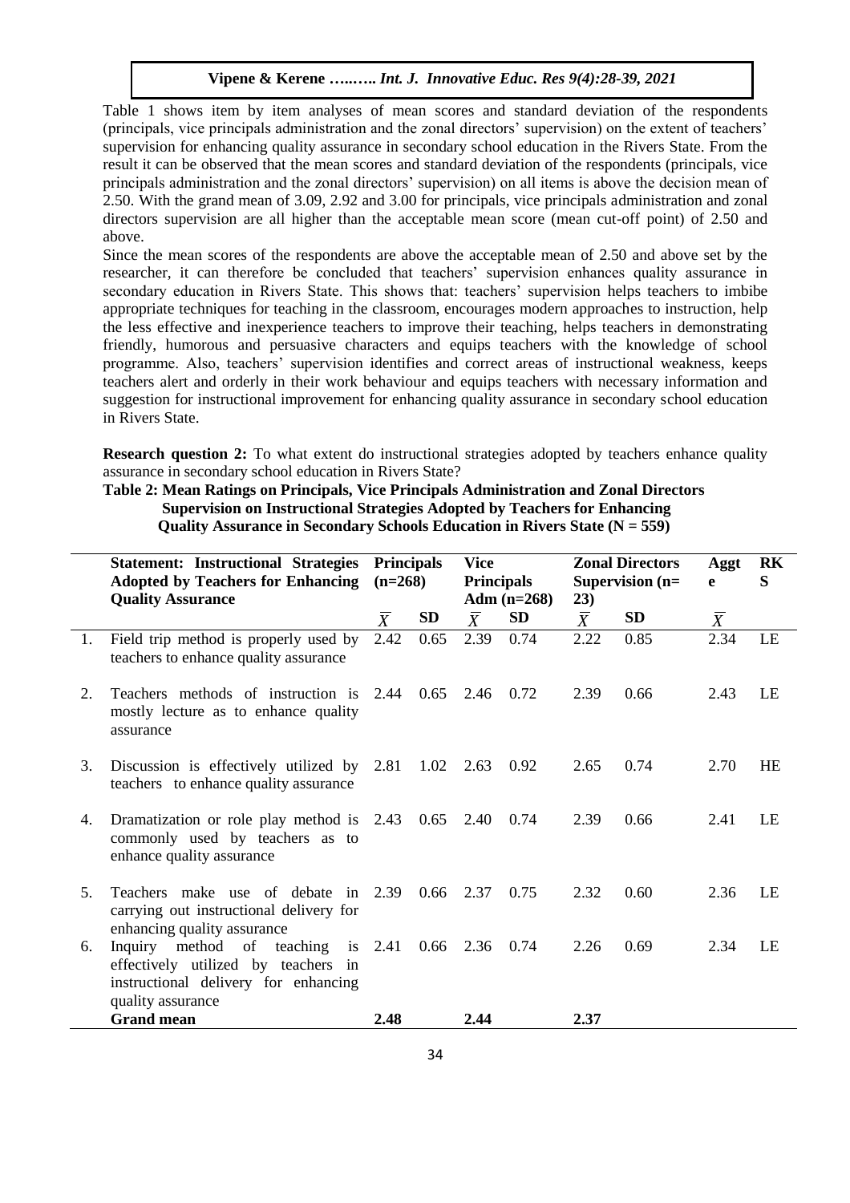Table 1 shows item by item analyses of mean scores and standard deviation of the respondents (principals, vice principals administration and the zonal directors' supervision) on the extent of teachers' supervision for enhancing quality assurance in secondary school education in the Rivers State. From the result it can be observed that the mean scores and standard deviation of the respondents (principals, vice principals administration and the zonal directors' supervision) on all items is above the decision mean of 2.50. With the grand mean of 3.09, 2.92 and 3.00 for principals, vice principals administration and zonal directors supervision are all higher than the acceptable mean score (mean cut-off point) of 2.50 and above.

Since the mean scores of the respondents are above the acceptable mean of 2.50 and above set by the researcher, it can therefore be concluded that teachers' supervision enhances quality assurance in secondary education in Rivers State. This shows that: teachers' supervision helps teachers to imbibe appropriate techniques for teaching in the classroom, encourages modern approaches to instruction, help the less effective and inexperience teachers to improve their teaching, helps teachers in demonstrating friendly, humorous and persuasive characters and equips teachers with the knowledge of school programme. Also, teachers' supervision identifies and correct areas of instructional weakness, keeps teachers alert and orderly in their work behaviour and equips teachers with necessary information and suggestion for instructional improvement for enhancing quality assurance in secondary school education in Rivers State.

**Research question 2:** To what extent do instructional strategies adopted by teachers enhance quality assurance in secondary school education in Rivers State?

**Table 2: Mean Ratings on Principals, Vice Principals Administration and Zonal Directors Supervision on Instructional Strategies Adopted by Teachers for Enhancing Quality Assurance in Secondary Schools Education in Rivers State (N = 559)**

| | Statement: Instructional Strategies Adopted by Teachers for Enhancing Quality Assurance | Principals (n=268) | | Vice Principals Adm (n=268) | | Zonal Directors Supervision (n=23) | | Aggte | RKS |
|---|---|---|---|---|---|---|---|---|---|
| | | $\overline{X}$ | SD | $\overline{X}$ | SD | $\overline{X}$ | SD | $\overline{X}$ | |
| 1. | Field trip method is properly used by teachers to enhance quality assurance | 2.42 | 0.65 | 2.39 | 0.74 | 2.22 | 0.85 | 2.34 | LE |
| 2. | Teachers methods of instruction is mostly lecture as to enhance quality assurance | 2.44 | 0.65 | 2.46 | 0.72 | 2.39 | 0.66 | 2.43 | LE |
| 3. | Discussion is effectively utilized by teachers to enhance quality assurance | 2.81 | 1.02 | 2.63 | 0.92 | 2.65 | 0.74 | 2.70 | HE |
| 4. | Dramatization or role play method is commonly used by teachers as to enhance quality assurance | 2.43 | 0.65 | 2.40 | 0.74 | 2.39 | 0.66 | 2.41 | LE |
| 5. | Teachers make use of debate in carrying out instructional delivery for enhancing quality assurance | 2.39 | 0.66 | 2.37 | 0.75 | 2.32 | 0.60 | 2.36 | LE |
| 6. | Inquiry method of teaching is effectively utilized by teachers in instructional delivery for enhancing quality assurance | 2.41 | 0.66 | 2.36 | 0.74 | 2.26 | 0.69 | 2.34 | LE |
| | **Grand mean** | **2.48** | | **2.44** | | **2.37** | | | |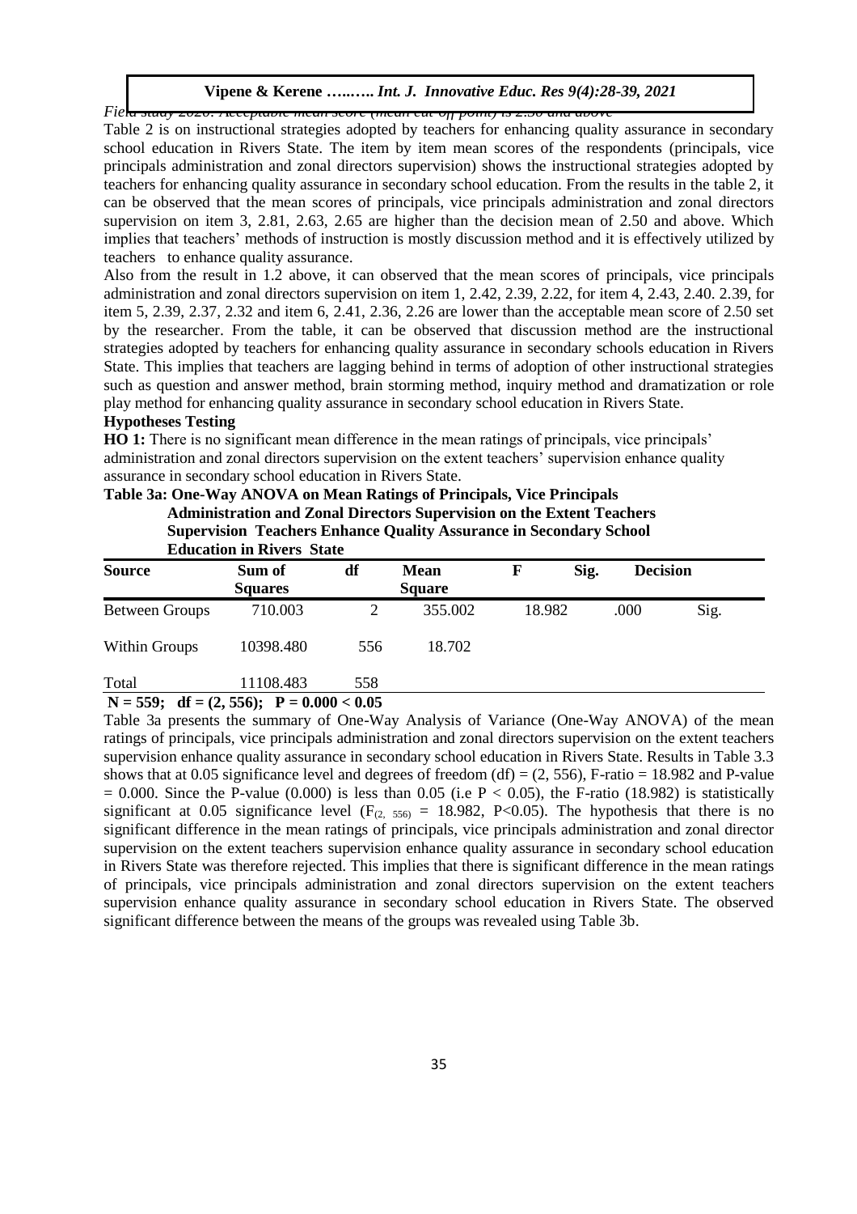*Field study 2020: Acceptable mean score (mean cut-off point) is 2.50 and above*

Table 2 is on instructional strategies adopted by teachers for enhancing quality assurance in secondary school education in Rivers State. The item by item mean scores of the respondents (principals, vice principals administration and zonal directors supervision) shows the instructional strategies adopted by teachers for enhancing quality assurance in secondary school education. From the results in the table 2, it can be observed that the mean scores of principals, vice principals administration and zonal directors supervision on item 3, 2.81, 2.63, 2.65 are higher than the decision mean of 2.50 and above. Which implies that teachers' methods of instruction is mostly discussion method and it is effectively utilized by teachers to enhance quality assurance.

Also from the result in 1.2 above, it can observed that the mean scores of principals, vice principals administration and zonal directors supervision on item 1, 2.42, 2.39, 2.22, for item 4, 2.43, 2.40. 2.39, for item 5, 2.39, 2.37, 2.32 and item 6, 2.41, 2.36, 2.26 are lower than the acceptable mean score of 2.50 set by the researcher. From the table, it can be observed that discussion method are the instructional strategies adopted by teachers for enhancing quality assurance in secondary schools education in Rivers State. This implies that teachers are lagging behind in terms of adoption of other instructional strategies such as question and answer method, brain storming method, inquiry method and dramatization or role play method for enhancing quality assurance in secondary school education in Rivers State.

### Hypotheses Testing

**HO 1:** There is no significant mean difference in the mean ratings of principals, vice principals' administration and zonal directors supervision on the extent teachers' supervision enhance quality assurance in secondary school education in Rivers State.

**Table 3a: One-Way ANOVA on Mean Ratings of Principals, Vice Principals Administration and Zonal Directors Supervision on the Extent Teachers Supervision Teachers Enhance Quality Assurance in Secondary School Education in Rivers State**

| Source | Sum of Squares | df | Mean Square | F | Sig. | Decision |
|---|---|---|---|---|---|---|
| Between Groups | 710.003 | 2 | 355.002 | 18.982 | .000 | Sig. |
| Within Groups | 10398.480 | 556 | 18.702 | | | |
| Total | 11108.483 | 558 | | | | |

**N = 559; df = (2, 556); P = 0.000 < 0.05**

Table 3a presents the summary of One-Way Analysis of Variance (One-Way ANOVA) of the mean ratings of principals, vice principals administration and zonal directors supervision on the extent teachers supervision enhance quality assurance in secondary school education in Rivers State. Results in Table 3.3 shows that at 0.05 significance level and degrees of freedom (df) = (2, 556), F-ratio = 18.982 and P-value = 0.000. Since the P-value (0.000) is less than 0.05 (i.e $P < 0.05$), the F-ratio (18.982) is statistically significant at 0.05 significance level ($F_{(2, 556)} = 18.982$, $P<0.05$). The hypothesis that there is no significant difference in the mean ratings of principals, vice principals administration and zonal director supervision on the extent teachers supervision enhance quality assurance in secondary school education in Rivers State was therefore rejected. This implies that there is significant difference in the mean ratings of principals, vice principals administration and zonal directors supervision on the extent teachers supervision enhance quality assurance in secondary school education in Rivers State. The observed significant difference between the means of the groups was revealed using Table 3b.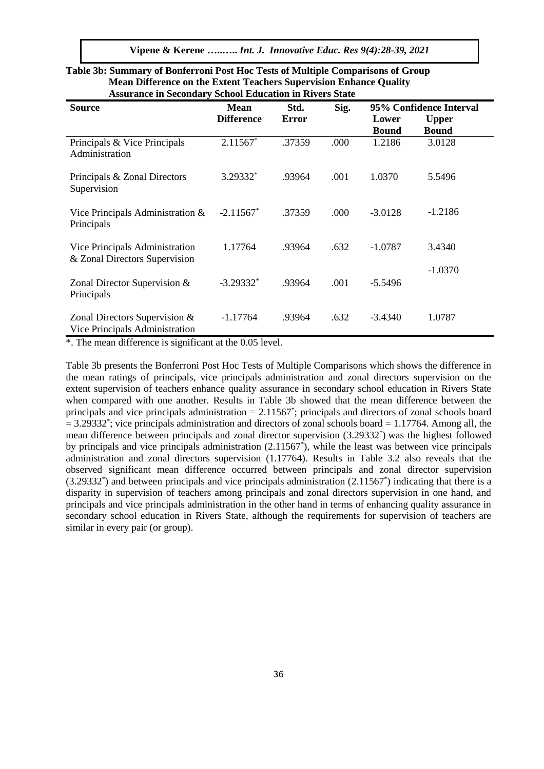**Table 3b: Summary of Bonferroni Post Hoc Tests of Multiple Comparisons of Group Mean Difference on the Extent Teachers Supervision Enhance Quality Assurance in Secondary School Education in Rivers State**

| Source | Mean Difference | Std. Error | Sig. | 95% Confidence Interval | |
|---|---|---|---|---|---|
| | | | | Lower Bound | Upper Bound |
| Principals & Vice Principals Administration | 2.11567* | .37359 | .000 | 1.2186 | 3.0128 |
| Principals & Zonal Directors Supervision | 3.29332* | .93964 | .001 | 1.0370 | 5.5496 |
| Vice Principals Administration & Principals | -2.11567* | .37359 | .000 | -3.0128 | -1.2186 |
| Vice Principals Administration & Zonal Directors Supervision | 1.17764 | .93964 | .632 | -1.0787 | 3.4340 |
| Zonal Director Supervision & Principals | -3.29332* | .93964 | .001 | -5.5496 | -1.0370 |
| Zonal Directors Supervision & Vice Principals Administration | -1.17764 | .93964 | .632 | -3.4340 | 1.0787 |

*. The mean difference is significant at the 0.05 level.

Table 3b presents the Bonferroni Post Hoc Tests of Multiple Comparisons which shows the difference in the mean ratings of principals, vice principals administration and zonal directors supervision on the extent supervision of teachers enhance quality assurance in secondary school education in Rivers State when compared with one another. Results in Table 3b showed that the mean difference between the principals and vice principals administration = 2.11567*; principals and directors of zonal schools board = 3.29332*; vice principals administration and directors of zonal schools board = 1.17764. Among all, the mean difference between principals and zonal director supervision (3.29332*) was the highest followed by principals and vice principals administration (2.11567*), while the least was between vice principals administration and zonal directors supervision (1.17764). Results in Table 3.2 also reveals that the observed significant mean difference occurred between principals and zonal director supervision (3.29332*) and between principals and vice principals administration (2.11567*) indicating that there is a disparity in supervision of teachers among principals and zonal directors supervision in one hand, and principals and vice principals administration in the other hand in terms of enhancing quality assurance in secondary school education in Rivers State, although the requirements for supervision of teachers are similar in every pair (or group).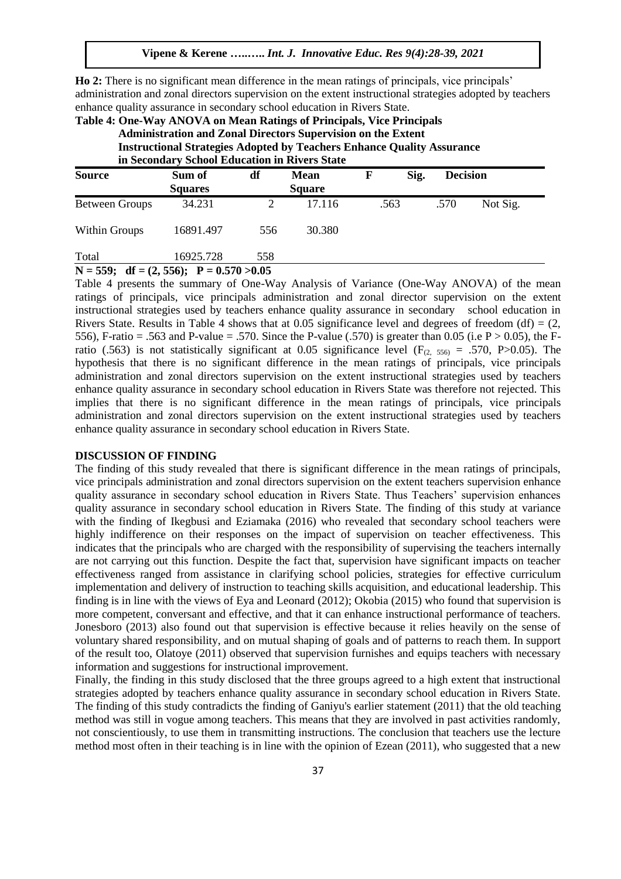**Ho 2:** There is no significant mean difference in the mean ratings of principals, vice principals' administration and zonal directors supervision on the extent instructional strategies adopted by teachers enhance quality assurance in secondary school education in Rivers State.

**Table 4: One-Way ANOVA on Mean Ratings of Principals, Vice Principals Administration and Zonal Directors Supervision on the Extent Instructional Strategies Adopted by Teachers Enhance Quality Assurance in Secondary School Education in Rivers State**

| Source | Sum of Squares | df | Mean Square | F | Sig. | Decision |
|---|---|---|---|---|---|---|
| Between Groups | 34.231 | 2 | 17.116 | .563 | .570 | Not Sig. |
| Within Groups | 16891.497 | 556 | 30.380 | | | |
| Total | 16925.728 | 558 | | | | |

**N = 559; df = (2, 556); P = 0.570 >0.05**

Table 4 presents the summary of One-Way Analysis of Variance (One-Way ANOVA) of the mean ratings of principals, vice principals administration and zonal director supervision on the extent instructional strategies used by teachers enhance quality assurance in secondary school education in Rivers State. Results in Table 4 shows that at 0.05 significance level and degrees of freedom (df) = (2, 556), F-ratio = .563 and P-value = .570. Since the P-value (.570) is greater than 0.05 (i.e $P > 0.05$), the F-ratio (.563) is not statistically significant at 0.05 significance level ($F_{(2,\ 556)}$ = .570, P>0.05). The hypothesis that there is no significant difference in the mean ratings of principals, vice principals administration and zonal directors supervision on the extent instructional strategies used by teachers enhance quality assurance in secondary school education in Rivers State was therefore not rejected. This implies that there is no significant difference in the mean ratings of principals, vice principals administration and zonal directors supervision on the extent instructional strategies used by teachers enhance quality assurance in secondary school education in Rivers State.

## DISCUSSION OF FINDING

The finding of this study revealed that there is significant difference in the mean ratings of principals, vice principals administration and zonal directors supervision on the extent teachers supervision enhance quality assurance in secondary school education in Rivers State. Thus Teachers' supervision enhances quality assurance in secondary school education in Rivers State. The finding of this study at variance with the finding of Ikegbusi and Eziamaka (2016) who revealed that secondary school teachers were highly indifference on their responses on the impact of supervision on teacher effectiveness. This indicates that the principals who are charged with the responsibility of supervising the teachers internally are not carrying out this function. Despite the fact that, supervision have significant impacts on teacher effectiveness ranged from assistance in clarifying school policies, strategies for effective curriculum implementation and delivery of instruction to teaching skills acquisition, and educational leadership. This finding is in line with the views of Eya and Leonard (2012); Okobia (2015) who found that supervision is more competent, conversant and effective, and that it can enhance instructional performance of teachers. Jonesboro (2013) also found out that supervision is effective because it relies heavily on the sense of voluntary shared responsibility, and on mutual shaping of goals and of patterns to reach them. In support of the result too, Olatoye (2011) observed that supervision furnishes and equips teachers with necessary information and suggestions for instructional improvement.

Finally, the finding in this study disclosed that the three groups agreed to a high extent that instructional strategies adopted by teachers enhance quality assurance in secondary school education in Rivers State. The finding of this study contradicts the finding of Ganiyu's earlier statement (2011) that the old teaching method was still in vogue among teachers. This means that they are involved in past activities randomly, not conscientiously, to use them in transmitting instructions. The conclusion that teachers use the lecture method most often in their teaching is in line with the opinion of Ezean (2011), who suggested that a new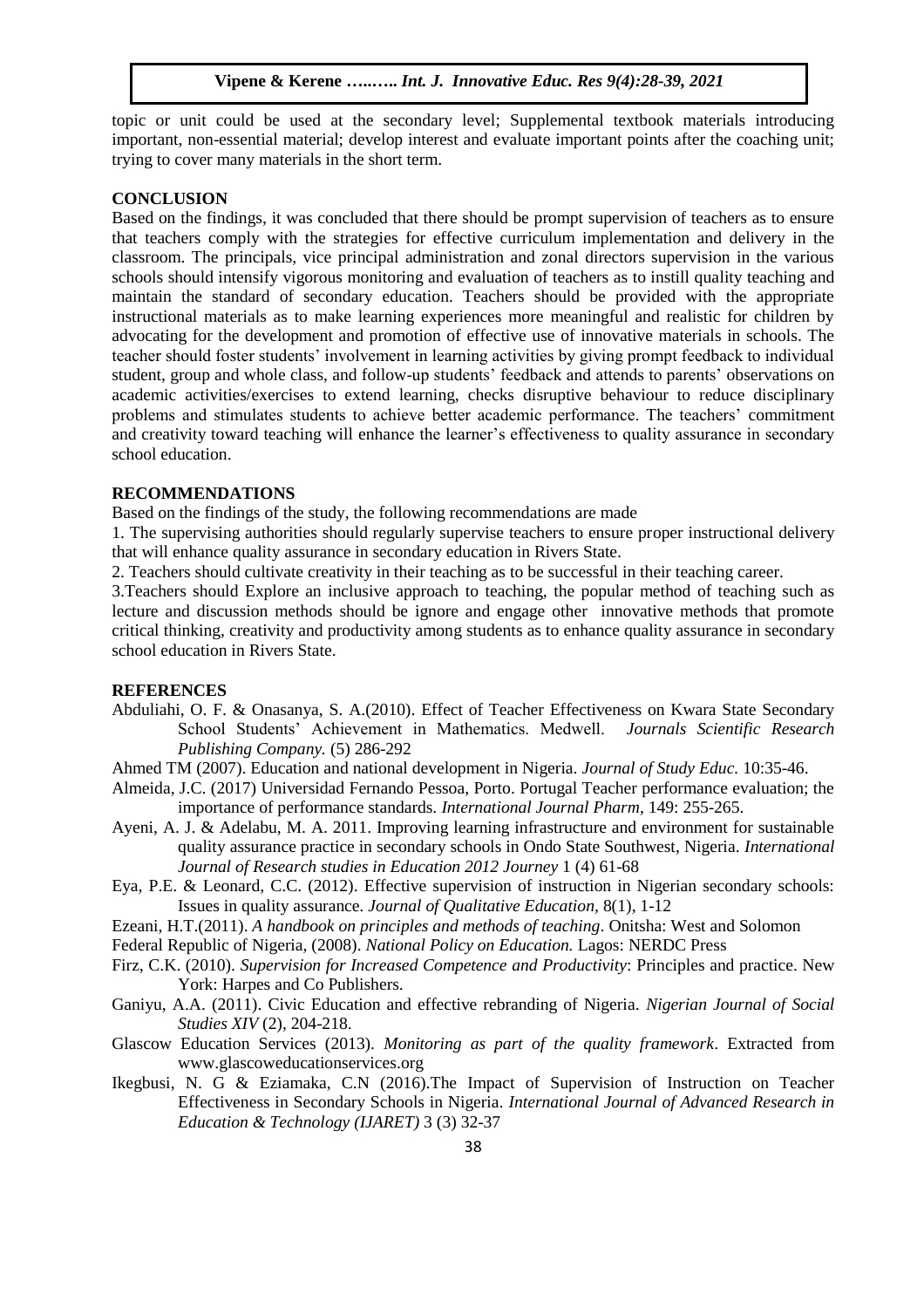topic or unit could be used at the secondary level; Supplemental textbook materials introducing important, non-essential material; develop interest and evaluate important points after the coaching unit; trying to cover many materials in the short term.

## CONCLUSION

Based on the findings, it was concluded that there should be prompt supervision of teachers as to ensure that teachers comply with the strategies for effective curriculum implementation and delivery in the classroom. The principals, vice principal administration and zonal directors supervision in the various schools should intensify vigorous monitoring and evaluation of teachers as to instill quality teaching and maintain the standard of secondary education. Teachers should be provided with the appropriate instructional materials as to make learning experiences more meaningful and realistic for children by advocating for the development and promotion of effective use of innovative materials in schools. The teacher should foster students' involvement in learning activities by giving prompt feedback to individual student, group and whole class, and follow-up students' feedback and attends to parents' observations on academic activities/exercises to extend learning, checks disruptive behaviour to reduce disciplinary problems and stimulates students to achieve better academic performance. The teachers' commitment and creativity toward teaching will enhance the learner's effectiveness to quality assurance in secondary school education.

## RECOMMENDATIONS

Based on the findings of the study, the following recommendations are made

1. The supervising authorities should regularly supervise teachers to ensure proper instructional delivery that will enhance quality assurance in secondary education in Rivers State.
2. Teachers should cultivate creativity in their teaching as to be successful in their teaching career.
3. Teachers should Explore an inclusive approach to teaching, the popular method of teaching such as lecture and discussion methods should be ignore and engage other innovative methods that promote critical thinking, creativity and productivity among students as to enhance quality assurance in secondary school education in Rivers State.

## REFERENCES

Abduliahi, O. F. & Onasanya, S. A.(2010). Effect of Teacher Effectiveness on Kwara State Secondary School Students' Achievement in Mathematics. Medwell. *Journals Scientific Research Publishing Company.* (5) 286-292

Ahmed TM (2007). Education and national development in Nigeria. *Journal of Study Educ.* 10:35-46.

Almeida, J.C. (2017) Universidad Fernando Pessoa, Porto. Portugal Teacher performance evaluation; the importance of performance standards. *International Journal Pharm*, 149: 255-265.

Ayeni, A. J. & Adelabu, M. A. 2011. Improving learning infrastructure and environment for sustainable quality assurance practice in secondary schools in Ondo State Southwest, Nigeria. *International Journal of Research studies in Education 2012 Journey* 1 (4) 61-68

Eya, P.E. & Leonard, C.C. (2012). Effective supervision of instruction in Nigerian secondary schools: Issues in quality assurance. *Journal of Qualitative Education,* 8(1), 1-12

Ezeani, H.T.(2011). *A handbook on principles and methods of teaching*. Onitsha: West and Solomon

Federal Republic of Nigeria, (2008). *National Policy on Education.* Lagos: NERDC Press

Firz, C.K. (2010). *Supervision for Increased Competence and Productivity*: Principles and practice. New York: Harpes and Co Publishers.

Ganiyu, A.A. (2011). Civic Education and effective rebranding of Nigeria. *Nigerian Journal of Social Studies XIV* (2), 204-218.

Glascow Education Services (2013). *Monitoring as part of the quality framework*. Extracted from www.glascoweducationservices.org

Ikegbusi, N. G & Eziamaka, C.N (2016).The Impact of Supervision of Instruction on Teacher Effectiveness in Secondary Schools in Nigeria. *International Journal of Advanced Research in Education & Technology (IJARET)* 3 (3) 32-37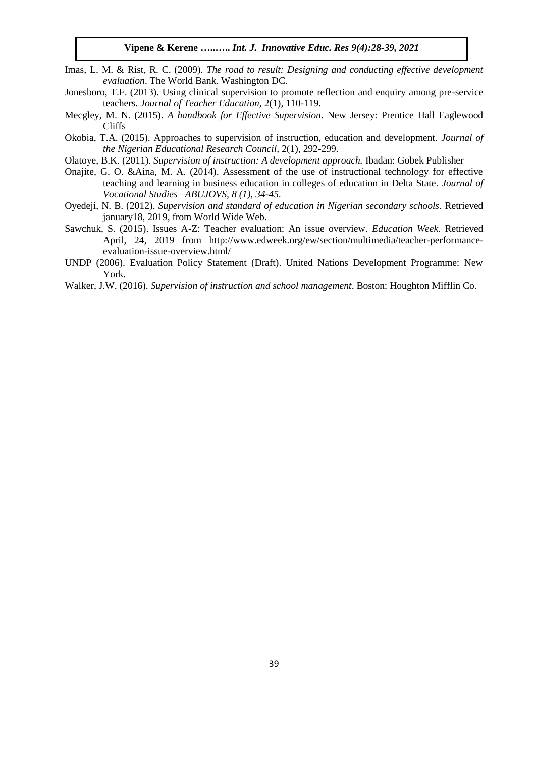Imas, L. M. & Rist, R. C. (2009). *The road to result: Designing and conducting effective development evaluation*. The World Bank. Washington DC.

Jonesboro, T.F. (2013). Using clinical supervision to promote reflection and enquiry among pre-service teachers. *Journal of Teacher Education,* 2(1), 110-119.

Mecgley, M. N. (2015). *A handbook for Effective Supervision*. New Jersey: Prentice Hall Eaglewood Cliffs

Okobia, T.A. (2015). Approaches to supervision of instruction, education and development. *Journal of the Nigerian Educational Research Council,* 2(1), 292-299.

Olatoye, B.K. (2011). *Supervision of instruction: A development approach.* Ibadan: Gobek Publisher

Onajite, G. O. &Aina, M. A. (2014). Assessment of the use of instructional technology for effective teaching and learning in business education in colleges of education in Delta State. *Journal of Vocational Studies –ABUJOVS, 8 (1), 34-45.*

Oyedeji, N. B. (2012). *Supervision and standard of education in Nigerian secondary schools*. Retrieved january18, 2019, from World Wide Web.

Sawchuk, S. (2015). Issues A-Z: Teacher evaluation: An issue overview. *Education Week.* Retrieved April, 24, 2019 from http://www.edweek.org/ew/section/multimedia/teacher-performance-evaluation-issue-overview.html/

UNDP (2006). Evaluation Policy Statement (Draft). United Nations Development Programme: New York.

Walker, J.W. (2016). *Supervision of instruction and school management*. Boston: Houghton Mifflin Co.